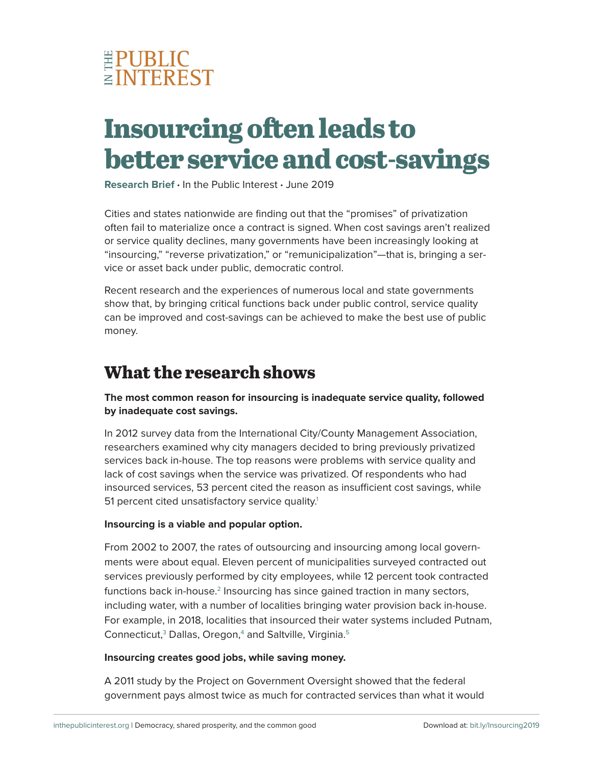IN THE PUBLIC INTEREST

# Insourcing often leads to better service and cost-savings

**Research Brief** • In the Public Interest • June 2019

Cities and states nationwide are finding out that the "promises" of privatization often fail to materialize once a contract is signed. When cost savings aren't realized or service quality declines, many governments have been increasingly looking at "insourcing," "reverse privatization," or "remunicipalization"—that is, bringing a service or asset back under public, democratic control.

Recent research and the experiences of numerous local and state governments show that, by bringing critical functions back under public control, service quality can be improved and cost-savings can be achieved to make the best use of public money.

## What the research shows

**The most common reason for insourcing is inadequate service quality, followed by inadequate cost savings.**

In 2012 survey data from the International City/County Management Association, researchers examined why city managers decided to bring previously privatized services back in-house. The top reasons were problems with service quality and lack of cost savings when the service was privatized. Of respondents who had insourced services, 53 percent cited the reason as insufficient cost savings, while 51 percent cited unsatisfactory service quality.[1]

**Insourcing is a viable and popular option.**

From 2002 to 2007, the rates of outsourcing and insourcing among local governments were about equal. Eleven percent of municipalities surveyed contracted out services previously performed by city employees, while 12 percent took contracted functions back in-house.[2] Insourcing has since gained traction in many sectors, including water, with a number of localities bringing water provision back in-house. For example, in 2018, localities that insourced their water systems included Putnam, Connecticut,[3] Dallas, Oregon,[4] and Saltville, Virginia.[5]

**Insourcing creates good jobs, while saving money.**

A 2011 study by the Project on Government Oversight showed that the federal government pays almost twice as much for contracted services than what it would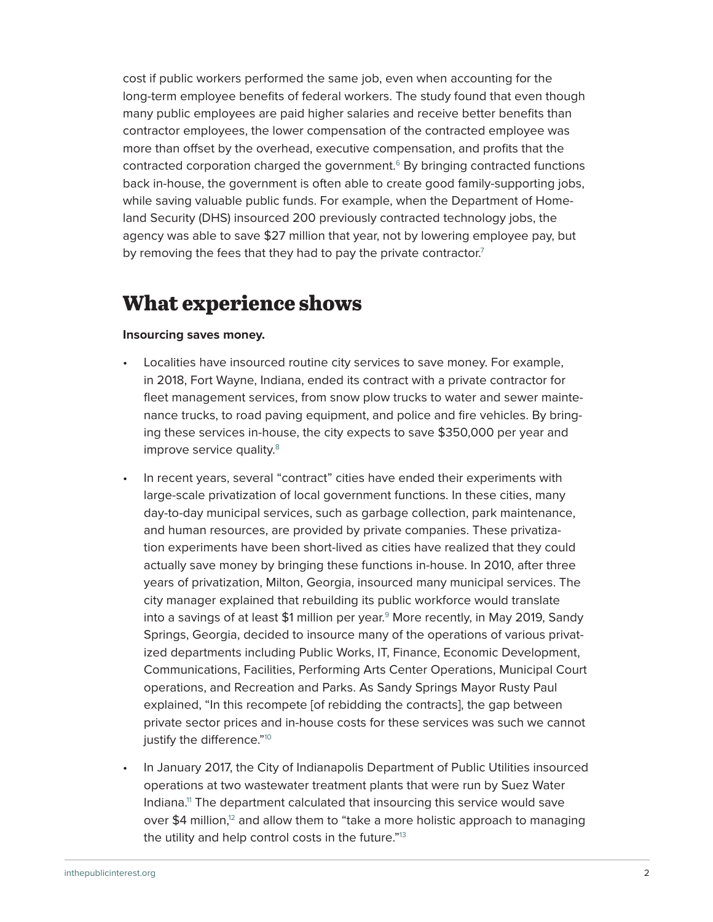cost if public workers performed the same job, even when accounting for the long-term employee benefits of federal workers. The study found that even though many public employees are paid higher salaries and receive better benefits than contractor employees, the lower compensation of the contracted employee was more than offset by the overhead, executive compensation, and profits that the contracted corporation charged the government.[6] By bringing contracted functions back in-house, the government is often able to create good family-supporting jobs, while saving valuable public funds. For example, when the Department of Homeland Security (DHS) insourced 200 previously contracted technology jobs, the agency was able to save $27 million that year, not by lowering employee pay, but by removing the fees that they had to pay the private contractor.[7]

## What experience shows

**Insourcing saves money.**

- Localities have insourced routine city services to save money. For example, in 2018, Fort Wayne, Indiana, ended its contract with a private contractor for fleet management services, from snow plow trucks to water and sewer maintenance trucks, to road paving equipment, and police and fire vehicles. By bringing these services in-house, the city expects to save $350,000 per year and improve service quality.[8]

- In recent years, several "contract" cities have ended their experiments with large-scale privatization of local government functions. In these cities, many day-to-day municipal services, such as garbage collection, park maintenance, and human resources, are provided by private companies. These privatization experiments have been short-lived as cities have realized that they could actually save money by bringing these functions in-house. In 2010, after three years of privatization, Milton, Georgia, insourced many municipal services. The city manager explained that rebuilding its public workforce would translate into a savings of at least $1 million per year.[9] More recently, in May 2019, Sandy Springs, Georgia, decided to insource many of the operations of various privatized departments including Public Works, IT, Finance, Economic Development, Communications, Facilities, Performing Arts Center Operations, Municipal Court operations, and Recreation and Parks. As Sandy Springs Mayor Rusty Paul explained, "In this recompete [of rebidding the contracts], the gap between private sector prices and in-house costs for these services was such we cannot justify the difference."[10]

- In January 2017, the City of Indianapolis Department of Public Utilities insourced operations at two wastewater treatment plants that were run by Suez Water Indiana.[11] The department calculated that insourcing this service would save over $4 million,[12] and allow them to "take a more holistic approach to managing the utility and help control costs in the future."[13]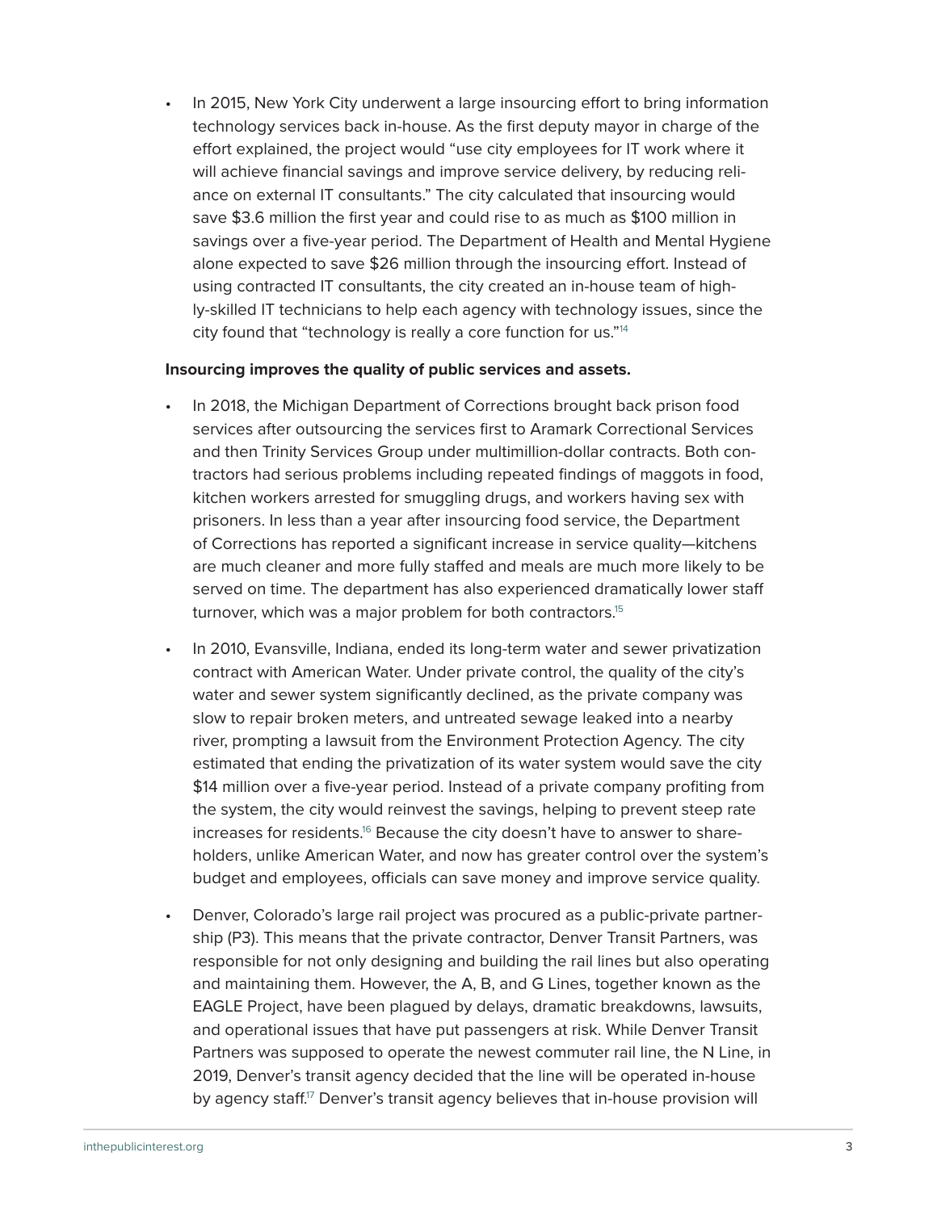- In 2015, New York City underwent a large insourcing effort to bring information technology services back in-house. As the first deputy mayor in charge of the effort explained, the project would "use city employees for IT work where it will achieve financial savings and improve service delivery, by reducing reliance on external IT consultants." The city calculated that insourcing would save $3.6 million the first year and could rise to as much as $100 million in savings over a five-year period. The Department of Health and Mental Hygiene alone expected to save $26 million through the insourcing effort. Instead of using contracted IT consultants, the city created an in-house team of highly-skilled IT technicians to help each agency with technology issues, since the city found that "technology is really a core function for us."[14]

**Insourcing improves the quality of public services and assets.**

- In 2018, the Michigan Department of Corrections brought back prison food services after outsourcing the services first to Aramark Correctional Services and then Trinity Services Group under multimillion-dollar contracts. Both contractors had serious problems including repeated findings of maggots in food, kitchen workers arrested for smuggling drugs, and workers having sex with prisoners. In less than a year after insourcing food service, the Department of Corrections has reported a significant increase in service quality—kitchens are much cleaner and more fully staffed and meals are much more likely to be served on time. The department has also experienced dramatically lower staff turnover, which was a major problem for both contractors.[15]

- In 2010, Evansville, Indiana, ended its long-term water and sewer privatization contract with American Water. Under private control, the quality of the city's water and sewer system significantly declined, as the private company was slow to repair broken meters, and untreated sewage leaked into a nearby river, prompting a lawsuit from the Environment Protection Agency. The city estimated that ending the privatization of its water system would save the city $14 million over a five-year period. Instead of a private company profiting from the system, the city would reinvest the savings, helping to prevent steep rate increases for residents.[16] Because the city doesn't have to answer to shareholders, unlike American Water, and now has greater control over the system's budget and employees, officials can save money and improve service quality.

- Denver, Colorado's large rail project was procured as a public-private partnership (P3). This means that the private contractor, Denver Transit Partners, was responsible for not only designing and building the rail lines but also operating and maintaining them. However, the A, B, and G Lines, together known as the EAGLE Project, have been plagued by delays, dramatic breakdowns, lawsuits, and operational issues that have put passengers at risk. While Denver Transit Partners was supposed to operate the newest commuter rail line, the N Line, in 2019, Denver's transit agency decided that the line will be operated in-house by agency staff.[17] Denver's transit agency believes that in-house provision will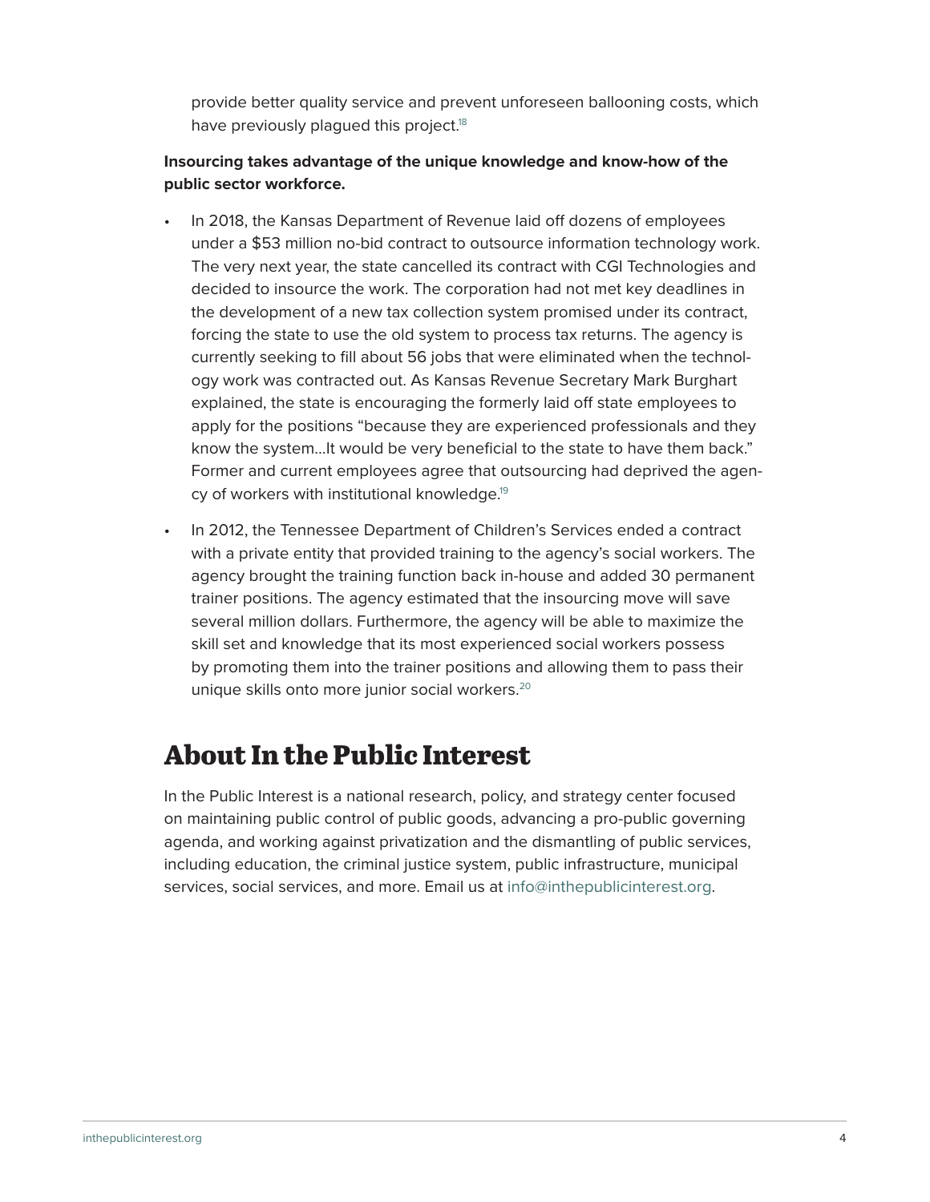provide better quality service and prevent unforeseen ballooning costs, which have previously plagued this project.[18]

**Insourcing takes advantage of the unique knowledge and know-how of the public sector workforce.**

- In 2018, the Kansas Department of Revenue laid off dozens of employees under a $53 million no-bid contract to outsource information technology work. The very next year, the state cancelled its contract with CGI Technologies and decided to insource the work. The corporation had not met key deadlines in the development of a new tax collection system promised under its contract, forcing the state to use the old system to process tax returns. The agency is currently seeking to fill about 56 jobs that were eliminated when the technology work was contracted out. As Kansas Revenue Secretary Mark Burghart explained, the state is encouraging the formerly laid off state employees to apply for the positions "because they are experienced professionals and they know the system…It would be very beneficial to the state to have them back." Former and current employees agree that outsourcing had deprived the agency of workers with institutional knowledge.[19]
- In 2012, the Tennessee Department of Children's Services ended a contract with a private entity that provided training to the agency's social workers. The agency brought the training function back in-house and added 30 permanent trainer positions. The agency estimated that the insourcing move will save several million dollars. Furthermore, the agency will be able to maximize the skill set and knowledge that its most experienced social workers possess by promoting them into the trainer positions and allowing them to pass their unique skills onto more junior social workers.[20]

# About In the Public Interest

In the Public Interest is a national research, policy, and strategy center focused on maintaining public control of public goods, advancing a pro-public governing agenda, and working against privatization and the dismantling of public services, including education, the criminal justice system, public infrastructure, municipal services, social services, and more. Email us at info@inthepublicinterest.org.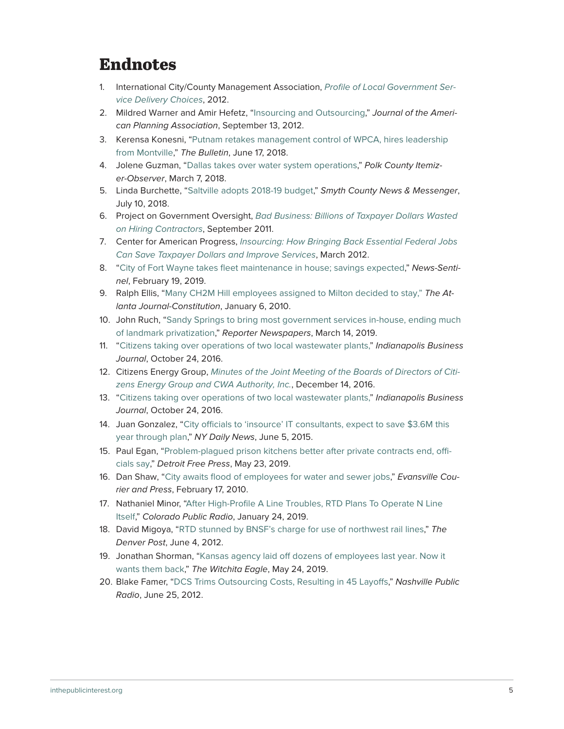# Endnotes

1. International City/County Management Association, *Profile of Local Government Service Delivery Choices*, 2012.
2. Mildred Warner and Amir Hefetz, "Insourcing and Outsourcing," *Journal of the American Planning Association*, September 13, 2012.
3. Kerensa Konesni, "Putnam retakes management control of WPCA, hires leadership from Montville," *The Bulletin*, June 17, 2018.
4. Jolene Guzman, "Dallas takes over water system operations," *Polk County Itemizer-Observer*, March 7, 2018.
5. Linda Burchette, "Saltville adopts 2018-19 budget," *Smyth County News & Messenger*, July 10, 2018.
6. Project on Government Oversight, *Bad Business: Billions of Taxpayer Dollars Wasted on Hiring Contractors*, September 2011.
7. Center for American Progress, *Insourcing: How Bringing Back Essential Federal Jobs Can Save Taxpayer Dollars and Improve Services*, March 2012.
8. "City of Fort Wayne takes fleet maintenance in house; savings expected," *News-Sentinel*, February 19, 2019.
9. Ralph Ellis, "Many CH2M Hill employees assigned to Milton decided to stay," *The Atlanta Journal-Constitution*, January 6, 2010.
10. John Ruch, "Sandy Springs to bring most government services in-house, ending much of landmark privatization," *Reporter Newspapers*, March 14, 2019.
11. "Citizens taking over operations of two local wastewater plants," *Indianapolis Business Journal*, October 24, 2016.
12. Citizens Energy Group, *Minutes of the Joint Meeting of the Boards of Directors of Citizens Energy Group and CWA Authority, Inc.*, December 14, 2016.
13. "Citizens taking over operations of two local wastewater plants," *Indianapolis Business Journal*, October 24, 2016.
14. Juan Gonzalez, "City officials to 'insource' IT consultants, expect to save $3.6M this year through plan," *NY Daily News*, June 5, 2015.
15. Paul Egan, "Problem-plagued prison kitchens better after private contracts end, officials say," *Detroit Free Press*, May 23, 2019.
16. Dan Shaw, "City awaits flood of employees for water and sewer jobs," *Evansville Courier and Press*, February 17, 2010.
17. Nathaniel Minor, "After High-Profile A Line Troubles, RTD Plans To Operate N Line Itself," *Colorado Public Radio*, January 24, 2019.
18. David Migoya, "RTD stunned by BNSF's charge for use of northwest rail lines," *The Denver Post*, June 4, 2012.
19. Jonathan Shorman, "Kansas agency laid off dozens of employees last year. Now it wants them back," *The Witchita Eagle*, May 24, 2019.
20. Blake Famer, "DCS Trims Outsourcing Costs, Resulting in 45 Layoffs," *Nashville Public Radio*, June 25, 2012.